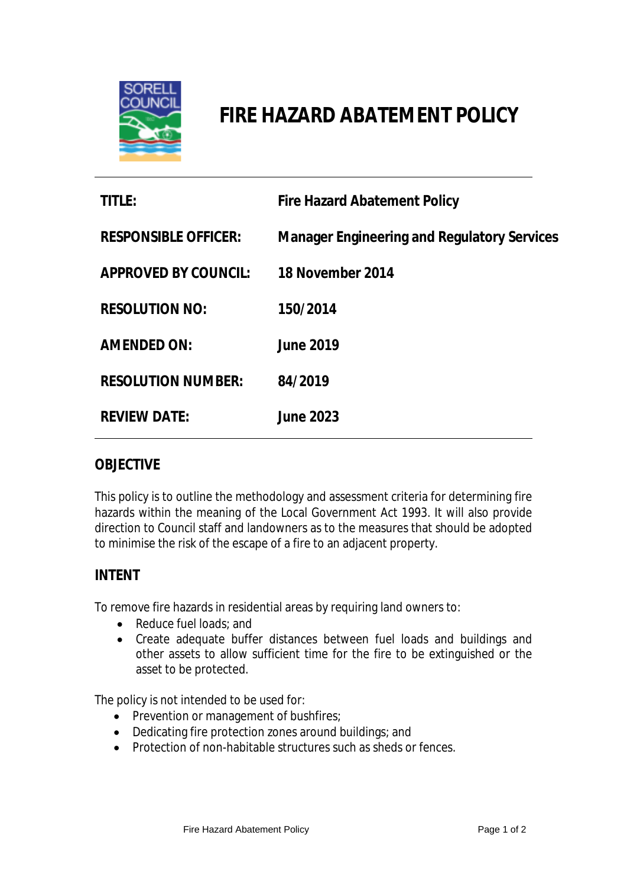# FIRE HAZARD ABATEMENT POLICY

| | |
|---|---|
| **TITLE:** | **Fire Hazard Abatement Policy** |
| **RESPONSIBLE OFFICER:** | **Manager Engineering and Regulatory Services** |
| **APPROVED BY COUNCIL:** | **18 November 2014** |
| **RESOLUTION NO:** | **150/2014** |
| **AMENDED ON:** | **June 2019** |
| **RESOLUTION NUMBER:** | **84/2019** |
| **REVIEW DATE:** | **June 2023** |

## OBJECTIVE

This policy is to outline the methodology and assessment criteria for determining fire hazards within the meaning of the Local Government Act 1993. It will also provide direction to Council staff and landowners as to the measures that should be adopted to minimise the risk of the escape of a fire to an adjacent property.

## INTENT

To remove fire hazards in residential areas by requiring land owners to:

- Reduce fuel loads; and
- Create adequate buffer distances between fuel loads and buildings and other assets to allow sufficient time for the fire to be extinguished or the asset to be protected.

The policy is not intended to be used for:

- Prevention or management of bushfires;
- Dedicating fire protection zones around buildings; and
- Protection of non-habitable structures such as sheds or fences.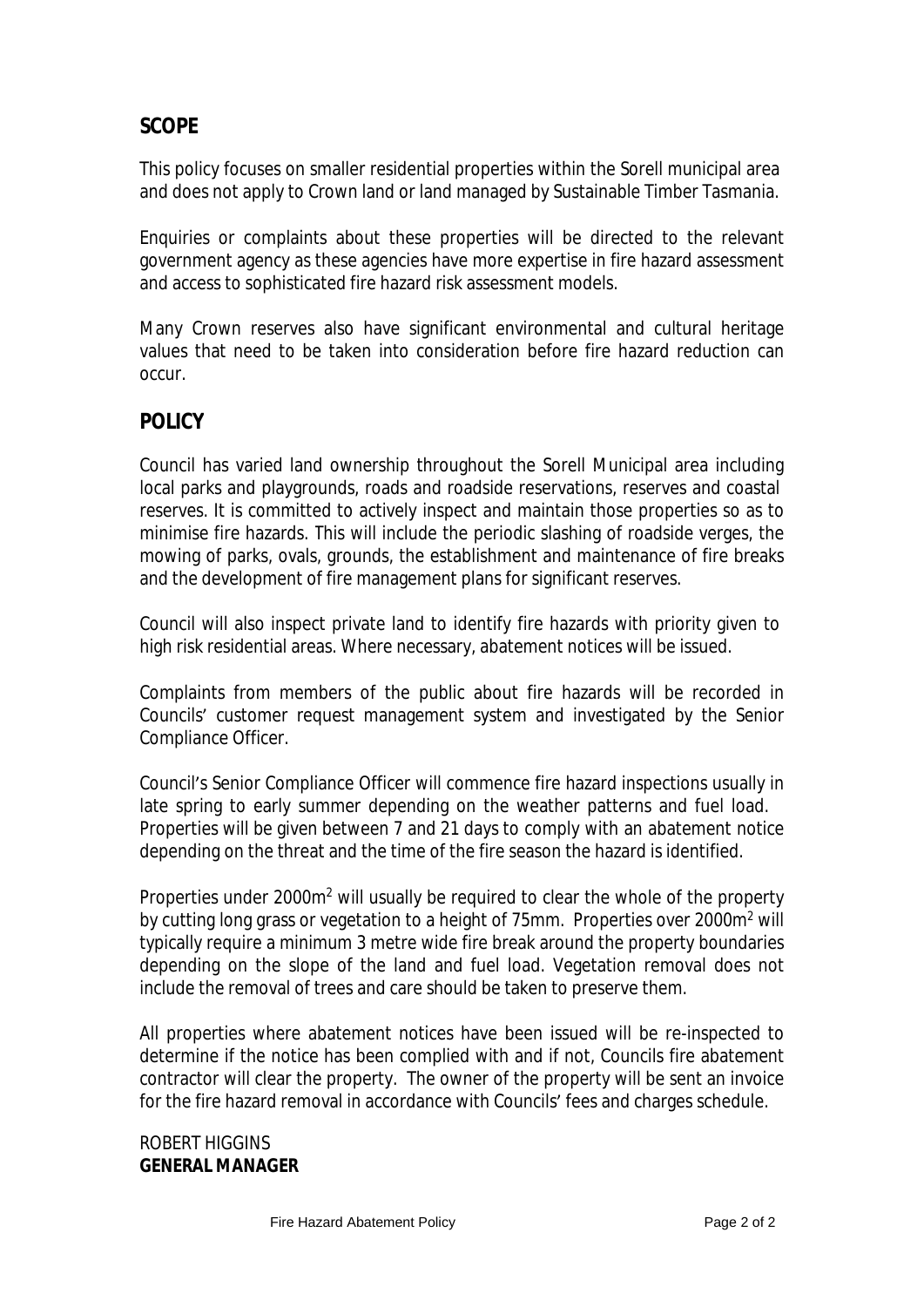## SCOPE

This policy focuses on smaller residential properties within the Sorell municipal area and does not apply to Crown land or land managed by Sustainable Timber Tasmania.

Enquiries or complaints about these properties will be directed to the relevant government agency as these agencies have more expertise in fire hazard assessment and access to sophisticated fire hazard risk assessment models.

Many Crown reserves also have significant environmental and cultural heritage values that need to be taken into consideration before fire hazard reduction can occur.

## POLICY

Council has varied land ownership throughout the Sorell Municipal area including local parks and playgrounds, roads and roadside reservations, reserves and coastal reserves. It is committed to actively inspect and maintain those properties so as to minimise fire hazards. This will include the periodic slashing of roadside verges, the mowing of parks, ovals, grounds, the establishment and maintenance of fire breaks and the development of fire management plans for significant reserves.

Council will also inspect private land to identify fire hazards with priority given to high risk residential areas. Where necessary, abatement notices will be issued.

Complaints from members of the public about fire hazards will be recorded in Councils' customer request management system and investigated by the Senior Compliance Officer.

Council's Senior Compliance Officer will commence fire hazard inspections usually in late spring to early summer depending on the weather patterns and fuel load. Properties will be given between 7 and 21 days to comply with an abatement notice depending on the threat and the time of the fire season the hazard is identified.

Properties under 2000m$^2$ will usually be required to clear the whole of the property by cutting long grass or vegetation to a height of 75mm. Properties over 2000m$^2$ will typically require a minimum 3 metre wide fire break around the property boundaries depending on the slope of the land and fuel load. Vegetation removal does not include the removal of trees and care should be taken to preserve them.

All properties where abatement notices have been issued will be re-inspected to determine if the notice has been complied with and if not, Councils fire abatement contractor will clear the property. The owner of the property will be sent an invoice for the fire hazard removal in accordance with Councils' fees and charges schedule.

ROBERT HIGGINS
**GENERAL MANAGER**